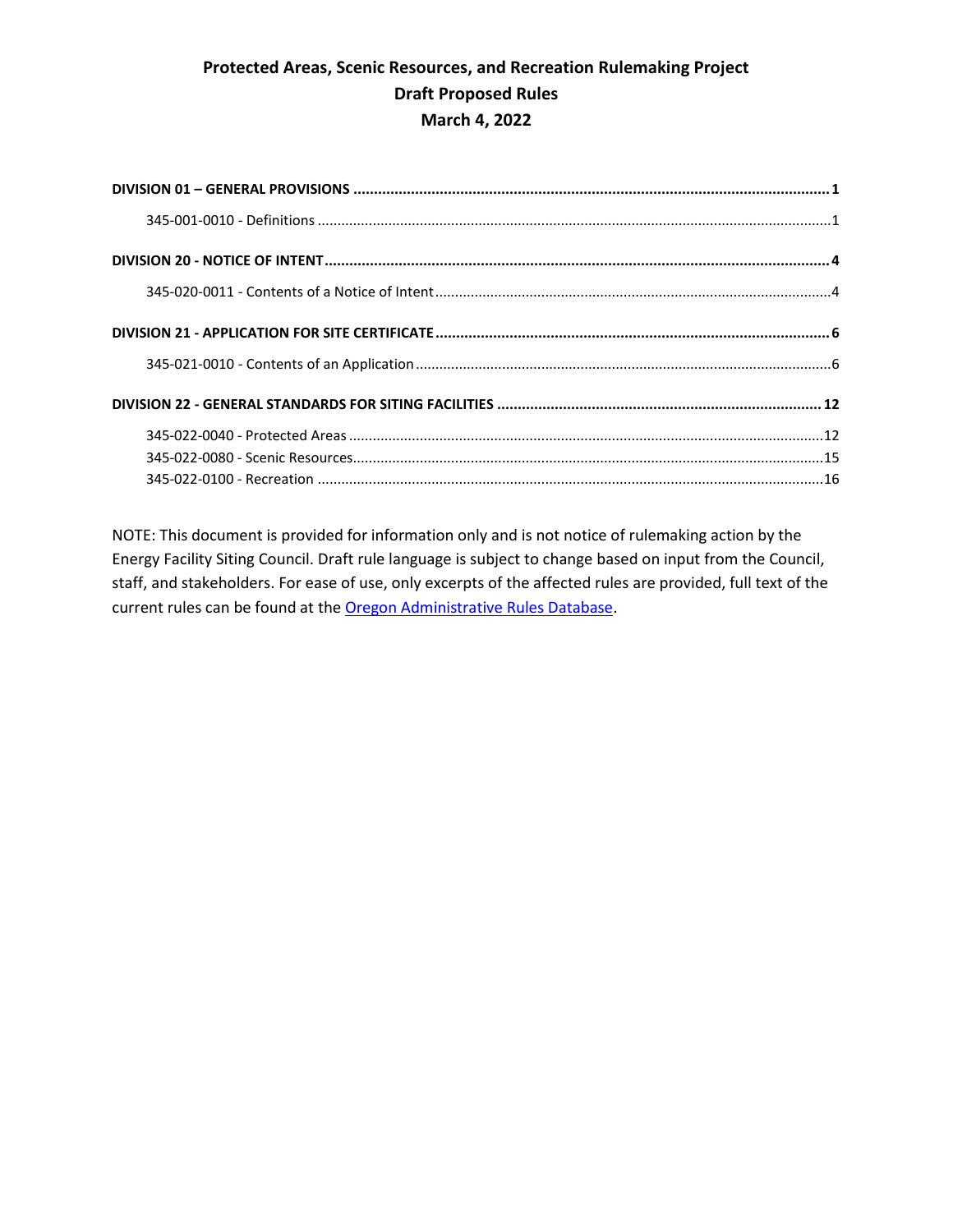# Protected Areas, Scenic Resources, and Recreation Rulemaking Project
## Draft Proposed Rules
## March 4, 2022

**DIVISION 01 – GENERAL PROVISIONS** .......... **1**

345-001-0010 - Definitions .......... 1

**DIVISION 20 - NOTICE OF INTENT** .......... **4**

345-020-0011 - Contents of a Notice of Intent .......... 4

**DIVISION 21 - APPLICATION FOR SITE CERTIFICATE** .......... **6**

345-021-0010 - Contents of an Application .......... 6

**DIVISION 22 - GENERAL STANDARDS FOR SITING FACILITIES** .......... **12**

345-022-0040 - Protected Areas .......... 12
345-022-0080 - Scenic Resources .......... 15
345-022-0100 - Recreation .......... 16

NOTE: This document is provided for information only and is not notice of rulemaking action by the Energy Facility Siting Council. Draft rule language is subject to change based on input from the Council, staff, and stakeholders. For ease of use, only excerpts of the affected rules are provided, full text of the current rules can be found at the Oregon Administrative Rules Database.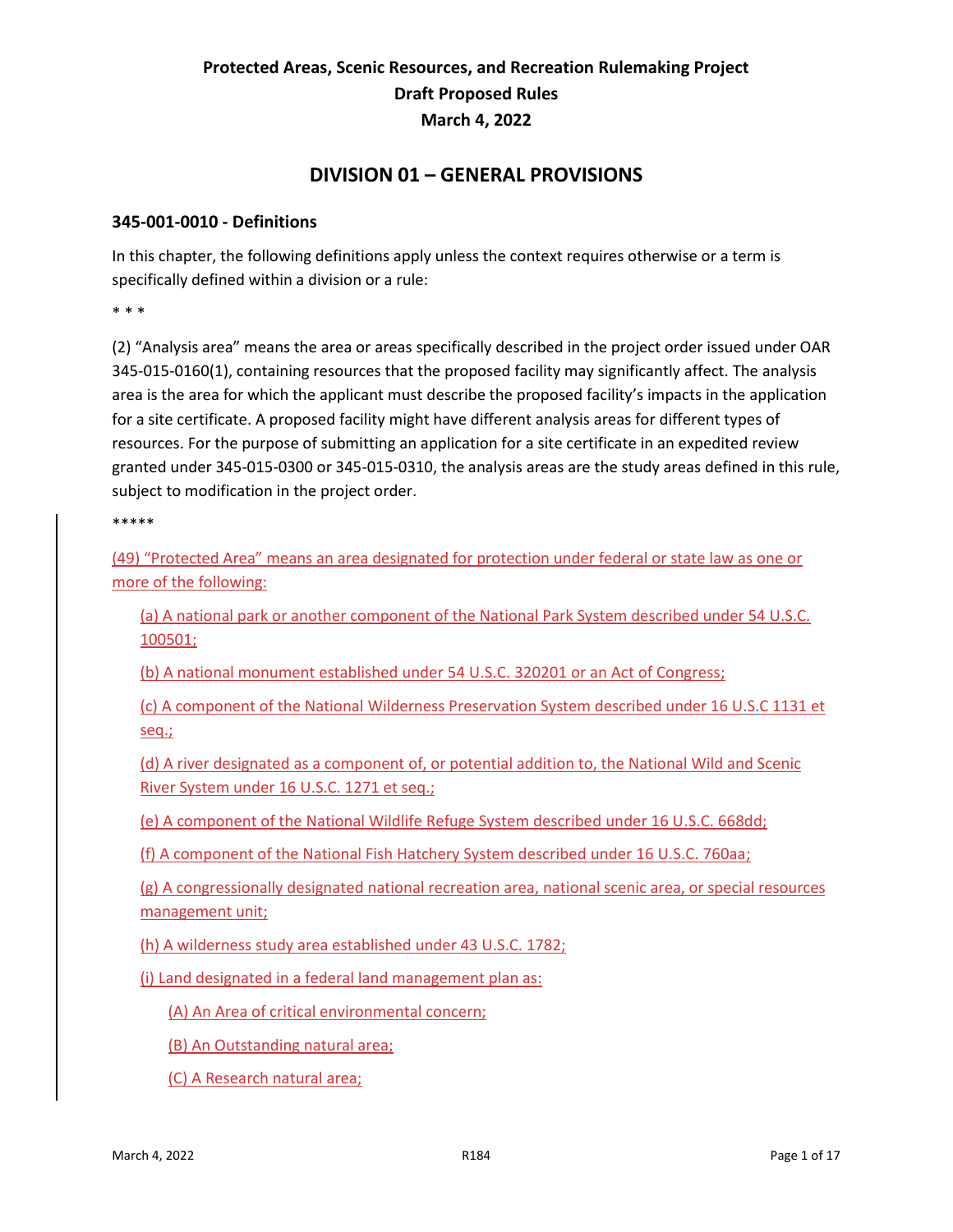**Protected Areas, Scenic Resources, and Recreation Rulemaking Project**
**Draft Proposed Rules**
**March 4, 2022**

# DIVISION 01 – GENERAL PROVISIONS

### 345-001-0010 - Definitions

In this chapter, the following definitions apply unless the context requires otherwise or a term is specifically defined within a division or a rule:

* * *

(2) "Analysis area" means the area or areas specifically described in the project order issued under OAR 345-015-0160(1), containing resources that the proposed facility may significantly affect. The analysis area is the area for which the applicant must describe the proposed facility's impacts in the application for a site certificate. A proposed facility might have different analysis areas for different types of resources. For the purpose of submitting an application for a site certificate in an expedited review granted under 345-015-0300 or 345-015-0310, the analysis areas are the study areas defined in this rule, subject to modification in the project order.

*****

(49) "Protected Area" means an area designated for protection under federal or state law as one or more of the following:

(a) A national park or another component of the National Park System described under 54 U.S.C. 100501;

(b) A national monument established under 54 U.S.C. 320201 or an Act of Congress;

(c) A component of the National Wilderness Preservation System described under 16 U.S.C 1131 et seq.;

(d) A river designated as a component of, or potential addition to, the National Wild and Scenic River System under 16 U.S.C. 1271 et seq.;

(e) A component of the National Wildlife Refuge System described under 16 U.S.C. 668dd;

(f) A component of the National Fish Hatchery System described under 16 U.S.C. 760aa;

(g) A congressionally designated national recreation area, national scenic area, or special resources management unit;

(h) A wilderness study area established under 43 U.S.C. 1782;

(i) Land designated in a federal land management plan as:

(A) An Area of critical environmental concern;

(B) An Outstanding natural area;

(C) A Research natural area;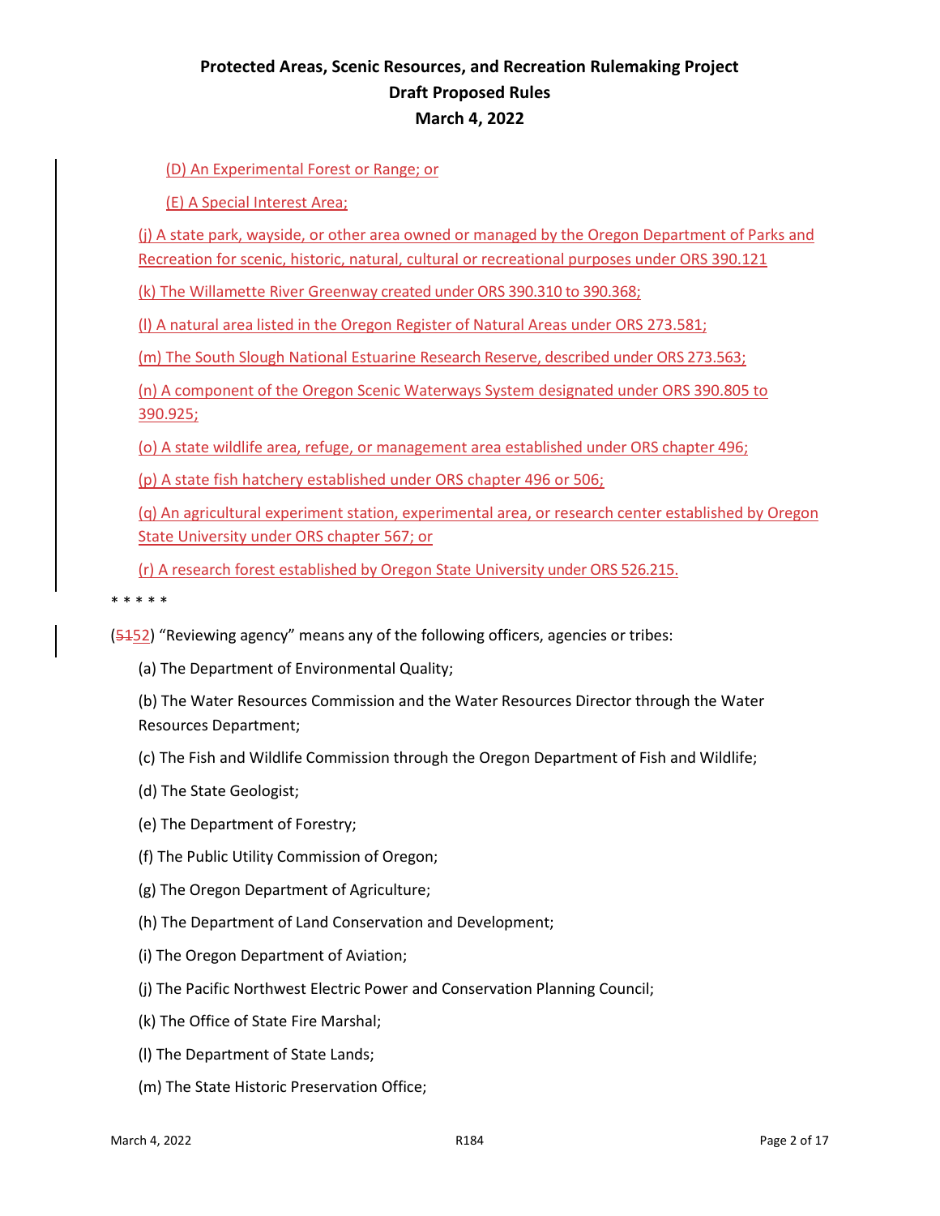(D) An Experimental Forest or Range; or

(E) A Special Interest Area;

(j) A state park, wayside, or other area owned or managed by the Oregon Department of Parks and Recreation for scenic, historic, natural, cultural or recreational purposes under ORS 390.121

(k) The Willamette River Greenway created under ORS 390.310 to 390.368;

(l) A natural area listed in the Oregon Register of Natural Areas under ORS 273.581;

(m) The South Slough National Estuarine Research Reserve, described under ORS 273.563;

(n) A component of the Oregon Scenic Waterways System designated under ORS 390.805 to 390.925;

(o) A state wildlife area, refuge, or management area established under ORS chapter 496;

(p) A state fish hatchery established under ORS chapter 496 or 506;

(q) An agricultural experiment station, experimental area, or research center established by Oregon State University under ORS chapter 567; or

(r) A research forest established by Oregon State University under ORS 526.215.

* * * * *

(~~51~~52) "Reviewing agency" means any of the following officers, agencies or tribes:

(a) The Department of Environmental Quality;

(b) The Water Resources Commission and the Water Resources Director through the Water Resources Department;

(c) The Fish and Wildlife Commission through the Oregon Department of Fish and Wildlife;

(d) The State Geologist;

(e) The Department of Forestry;

(f) The Public Utility Commission of Oregon;

(g) The Oregon Department of Agriculture;

(h) The Department of Land Conservation and Development;

(i) The Oregon Department of Aviation;

(j) The Pacific Northwest Electric Power and Conservation Planning Council;

(k) The Office of State Fire Marshal;

(l) The Department of State Lands;

(m) The State Historic Preservation Office;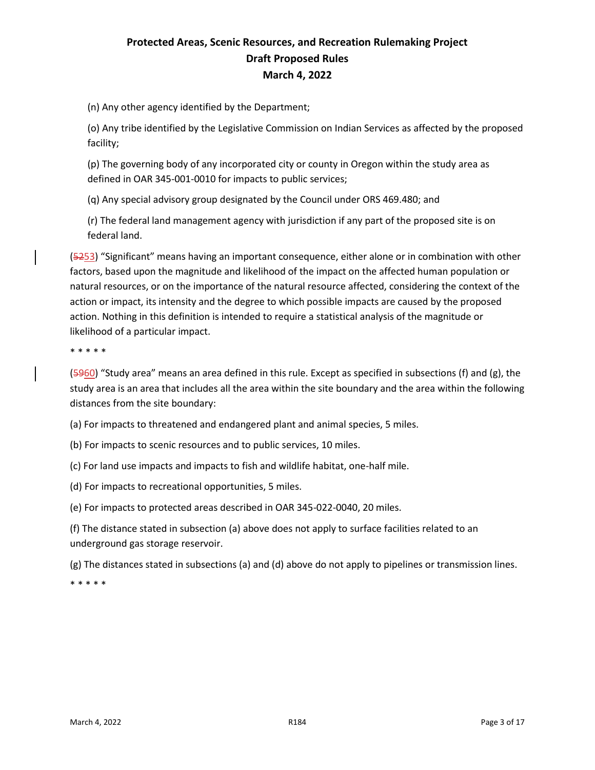(n) Any other agency identified by the Department;

(o) Any tribe identified by the Legislative Commission on Indian Services as affected by the proposed facility;

(p) The governing body of any incorporated city or county in Oregon within the study area as defined in OAR 345-001-0010 for impacts to public services;

(q) Any special advisory group designated by the Council under ORS 469.480; and

(r) The federal land management agency with jurisdiction if any part of the proposed site is on federal land.

(~~52~~53) "Significant" means having an important consequence, either alone or in combination with other factors, based upon the magnitude and likelihood of the impact on the affected human population or natural resources, or on the importance of the natural resource affected, considering the context of the action or impact, its intensity and the degree to which possible impacts are caused by the proposed action. Nothing in this definition is intended to require a statistical analysis of the magnitude or likelihood of a particular impact.

* * * * *

(~~59~~60) "Study area" means an area defined in this rule. Except as specified in subsections (f) and (g), the study area is an area that includes all the area within the site boundary and the area within the following distances from the site boundary:

(a) For impacts to threatened and endangered plant and animal species, 5 miles.

(b) For impacts to scenic resources and to public services, 10 miles.

(c) For land use impacts and impacts to fish and wildlife habitat, one-half mile.

(d) For impacts to recreational opportunities, 5 miles.

(e) For impacts to protected areas described in OAR 345-022-0040, 20 miles.

(f) The distance stated in subsection (a) above does not apply to surface facilities related to an underground gas storage reservoir.

(g) The distances stated in subsections (a) and (d) above do not apply to pipelines or transmission lines.

* * * * *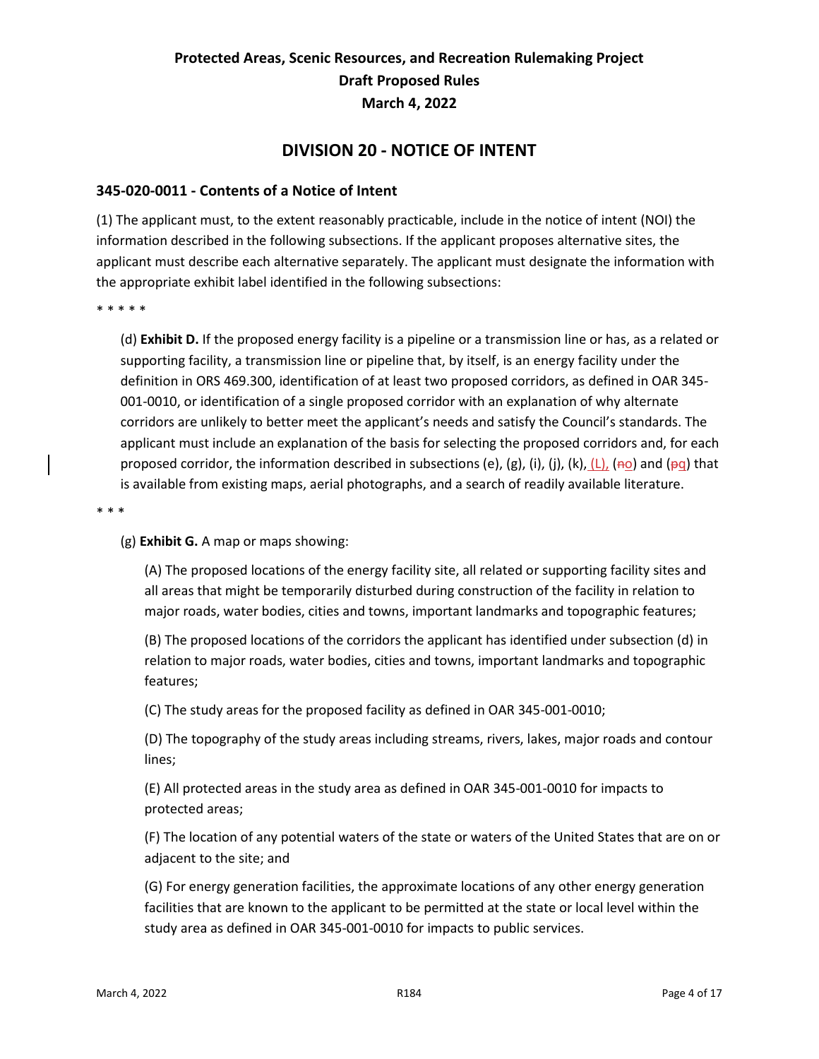## DIVISION 20 - NOTICE OF INTENT

### 345-020-0011 - Contents of a Notice of Intent

(1) The applicant must, to the extent reasonably practicable, include in the notice of intent (NOI) the information described in the following subsections. If the applicant proposes alternative sites, the applicant must describe each alternative separately. The applicant must designate the information with the appropriate exhibit label identified in the following subsections:

* * * * *

(d) **Exhibit D.** If the proposed energy facility is a pipeline or a transmission line or has, as a related or supporting facility, a transmission line or pipeline that, by itself, is an energy facility under the definition in ORS 469.300, identification of at least two proposed corridors, as defined in OAR 345-001-0010, or identification of a single proposed corridor with an explanation of why alternate corridors are unlikely to better meet the applicant's needs and satisfy the Council's standards. The applicant must include an explanation of the basis for selecting the proposed corridors and, for each proposed corridor, the information described in subsections (e), (g), (i), (j), (k), <u>(L),</u> (~~n~~<u>o</u>) and (~~p~~<u>q</u>) that is available from existing maps, aerial photographs, and a search of readily available literature.

* * *

(g) **Exhibit G.** A map or maps showing:

(A) The proposed locations of the energy facility site, all related or supporting facility sites and all areas that might be temporarily disturbed during construction of the facility in relation to major roads, water bodies, cities and towns, important landmarks and topographic features;

(B) The proposed locations of the corridors the applicant has identified under subsection (d) in relation to major roads, water bodies, cities and towns, important landmarks and topographic features;

(C) The study areas for the proposed facility as defined in OAR 345-001-0010;

(D) The topography of the study areas including streams, rivers, lakes, major roads and contour lines;

(E) All protected areas in the study area as defined in OAR 345-001-0010 for impacts to protected areas;

(F) The location of any potential waters of the state or waters of the United States that are on or adjacent to the site; and

(G) For energy generation facilities, the approximate locations of any other energy generation facilities that are known to the applicant to be permitted at the state or local level within the study area as defined in OAR 345-001-0010 for impacts to public services.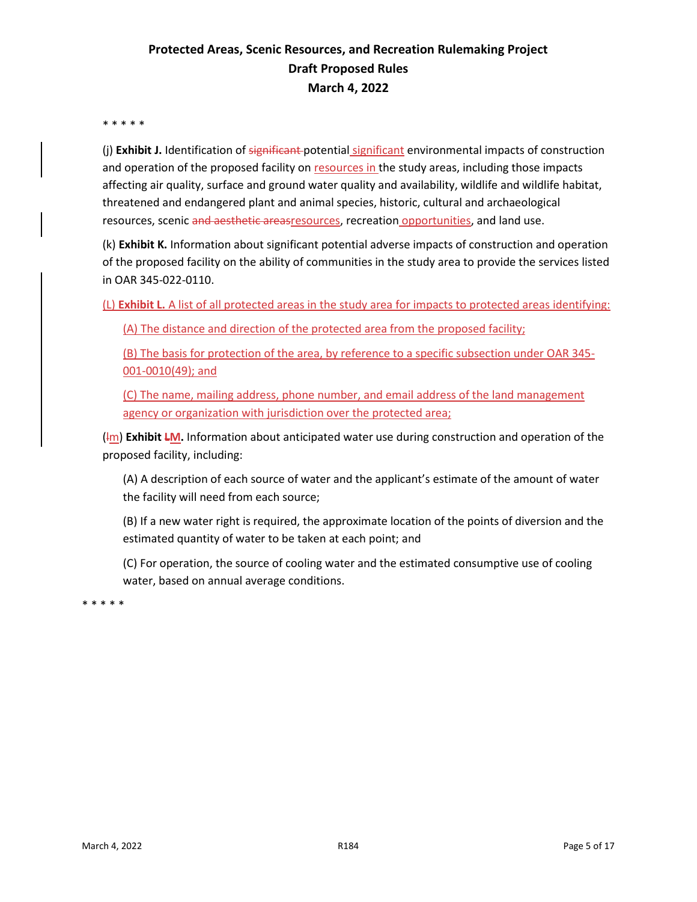## Protected Areas, Scenic Resources, and Recreation Rulemaking Project
## Draft Proposed Rules
## March 4, 2022

\* \* \* \* \*

(j) **Exhibit J.** Identification of ~~significant~~ potential significant environmental impacts of construction and operation of the proposed facility on resources in the study areas, including those impacts affecting air quality, surface and ground water quality and availability, wildlife and wildlife habitat, threatened and endangered plant and animal species, historic, cultural and archaeological resources, scenic ~~and aesthetic areas~~resources, recreation opportunities, and land use.

(k) **Exhibit K.** Information about significant potential adverse impacts of construction and operation of the proposed facility on the ability of communities in the study area to provide the services listed in OAR 345-022-0110.

(L) **Exhibit L.** A list of all protected areas in the study area for impacts to protected areas identifying:

> (A) The distance and direction of the protected area from the proposed facility;
>
> (B) The basis for protection of the area, by reference to a specific subsection under OAR 345-001-0010(49); and
>
> (C) The name, mailing address, phone number, and email address of the land management agency or organization with jurisdiction over the protected area;

(~~l~~m) **Exhibit ~~L~~M.** Information about anticipated water use during construction and operation of the proposed facility, including:

> (A) A description of each source of water and the applicant's estimate of the amount of water the facility will need from each source;
>
> (B) If a new water right is required, the approximate location of the points of diversion and the estimated quantity of water to be taken at each point; and
>
> (C) For operation, the source of cooling water and the estimated consumptive use of cooling water, based on annual average conditions.

\* \* \* \* \*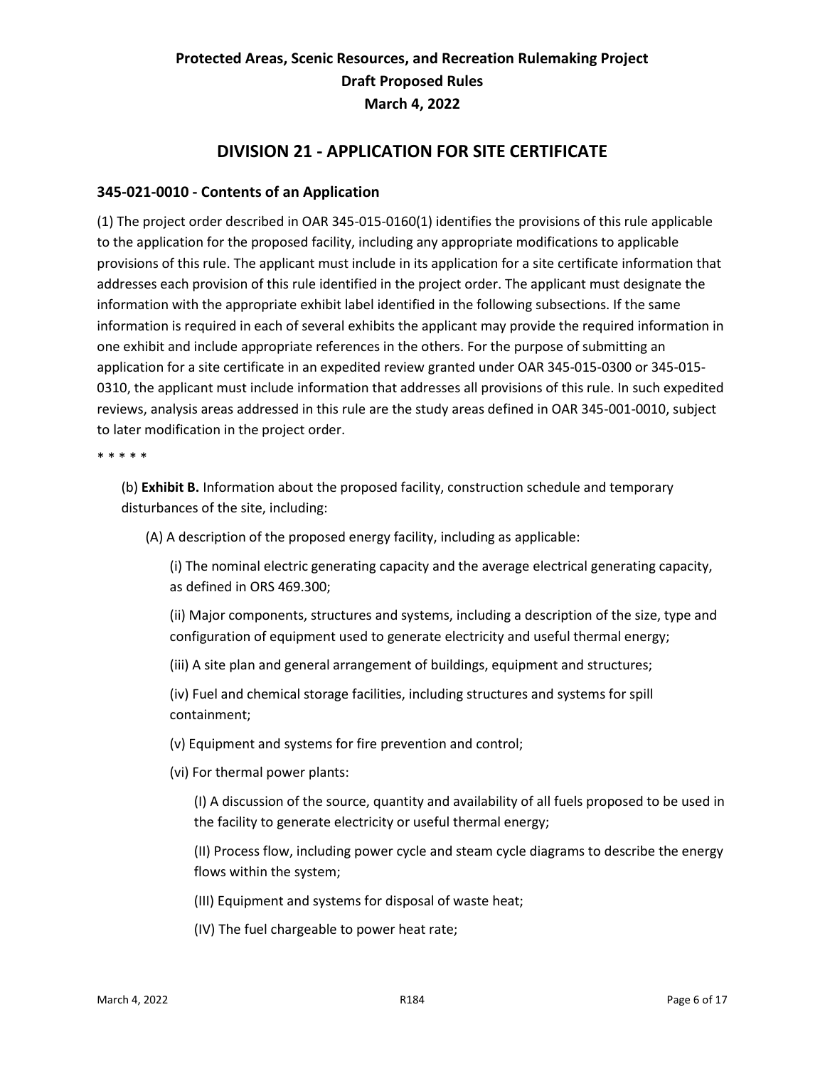# Protected Areas, Scenic Resources, and Recreation Rulemaking Project
## Draft Proposed Rules
## March 4, 2022

## DIVISION 21 - APPLICATION FOR SITE CERTIFICATE

### 345-021-0010 - Contents of an Application

(1) The project order described in OAR 345-015-0160(1) identifies the provisions of this rule applicable to the application for the proposed facility, including any appropriate modifications to applicable provisions of this rule. The applicant must include in its application for a site certificate information that addresses each provision of this rule identified in the project order. The applicant must designate the information with the appropriate exhibit label identified in the following subsections. If the same information is required in each of several exhibits the applicant may provide the required information in one exhibit and include appropriate references in the others. For the purpose of submitting an application for a site certificate in an expedited review granted under OAR 345-015-0300 or 345-015-0310, the applicant must include information that addresses all provisions of this rule. In such expedited reviews, analysis areas addressed in this rule are the study areas defined in OAR 345-001-0010, subject to later modification in the project order.

* * * * *

(b) **Exhibit B.** Information about the proposed facility, construction schedule and temporary disturbances of the site, including:

(A) A description of the proposed energy facility, including as applicable:

(i) The nominal electric generating capacity and the average electrical generating capacity, as defined in ORS 469.300;

(ii) Major components, structures and systems, including a description of the size, type and configuration of equipment used to generate electricity and useful thermal energy;

(iii) A site plan and general arrangement of buildings, equipment and structures;

(iv) Fuel and chemical storage facilities, including structures and systems for spill containment;

(v) Equipment and systems for fire prevention and control;

(vi) For thermal power plants:

(I) A discussion of the source, quantity and availability of all fuels proposed to be used in the facility to generate electricity or useful thermal energy;

(II) Process flow, including power cycle and steam cycle diagrams to describe the energy flows within the system;

(III) Equipment and systems for disposal of waste heat;

(IV) The fuel chargeable to power heat rate;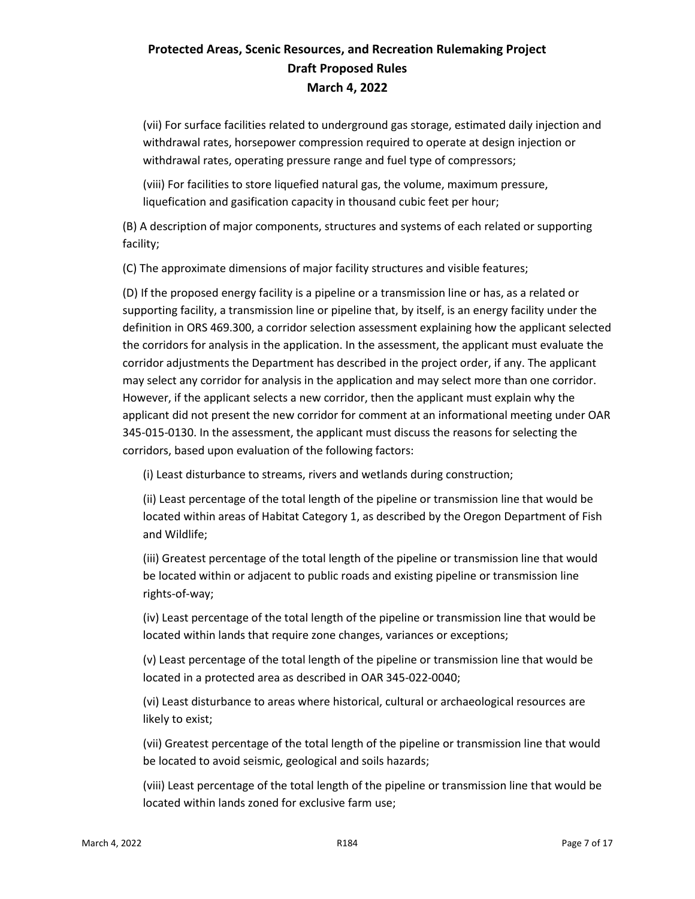(vii) For surface facilities related to underground gas storage, estimated daily injection and withdrawal rates, horsepower compression required to operate at design injection or withdrawal rates, operating pressure range and fuel type of compressors;

(viii) For facilities to store liquefied natural gas, the volume, maximum pressure, liquefication and gasification capacity in thousand cubic feet per hour;

(B) A description of major components, structures and systems of each related or supporting facility;

(C) The approximate dimensions of major facility structures and visible features;

(D) If the proposed energy facility is a pipeline or a transmission line or has, as a related or supporting facility, a transmission line or pipeline that, by itself, is an energy facility under the definition in ORS 469.300, a corridor selection assessment explaining how the applicant selected the corridors for analysis in the application. In the assessment, the applicant must evaluate the corridor adjustments the Department has described in the project order, if any. The applicant may select any corridor for analysis in the application and may select more than one corridor. However, if the applicant selects a new corridor, then the applicant must explain why the applicant did not present the new corridor for comment at an informational meeting under OAR 345-015-0130. In the assessment, the applicant must discuss the reasons for selecting the corridors, based upon evaluation of the following factors:

(i) Least disturbance to streams, rivers and wetlands during construction;

(ii) Least percentage of the total length of the pipeline or transmission line that would be located within areas of Habitat Category 1, as described by the Oregon Department of Fish and Wildlife;

(iii) Greatest percentage of the total length of the pipeline or transmission line that would be located within or adjacent to public roads and existing pipeline or transmission line rights-of-way;

(iv) Least percentage of the total length of the pipeline or transmission line that would be located within lands that require zone changes, variances or exceptions;

(v) Least percentage of the total length of the pipeline or transmission line that would be located in a protected area as described in OAR 345-022-0040;

(vi) Least disturbance to areas where historical, cultural or archaeological resources are likely to exist;

(vii) Greatest percentage of the total length of the pipeline or transmission line that would be located to avoid seismic, geological and soils hazards;

(viii) Least percentage of the total length of the pipeline or transmission line that would be located within lands zoned for exclusive farm use;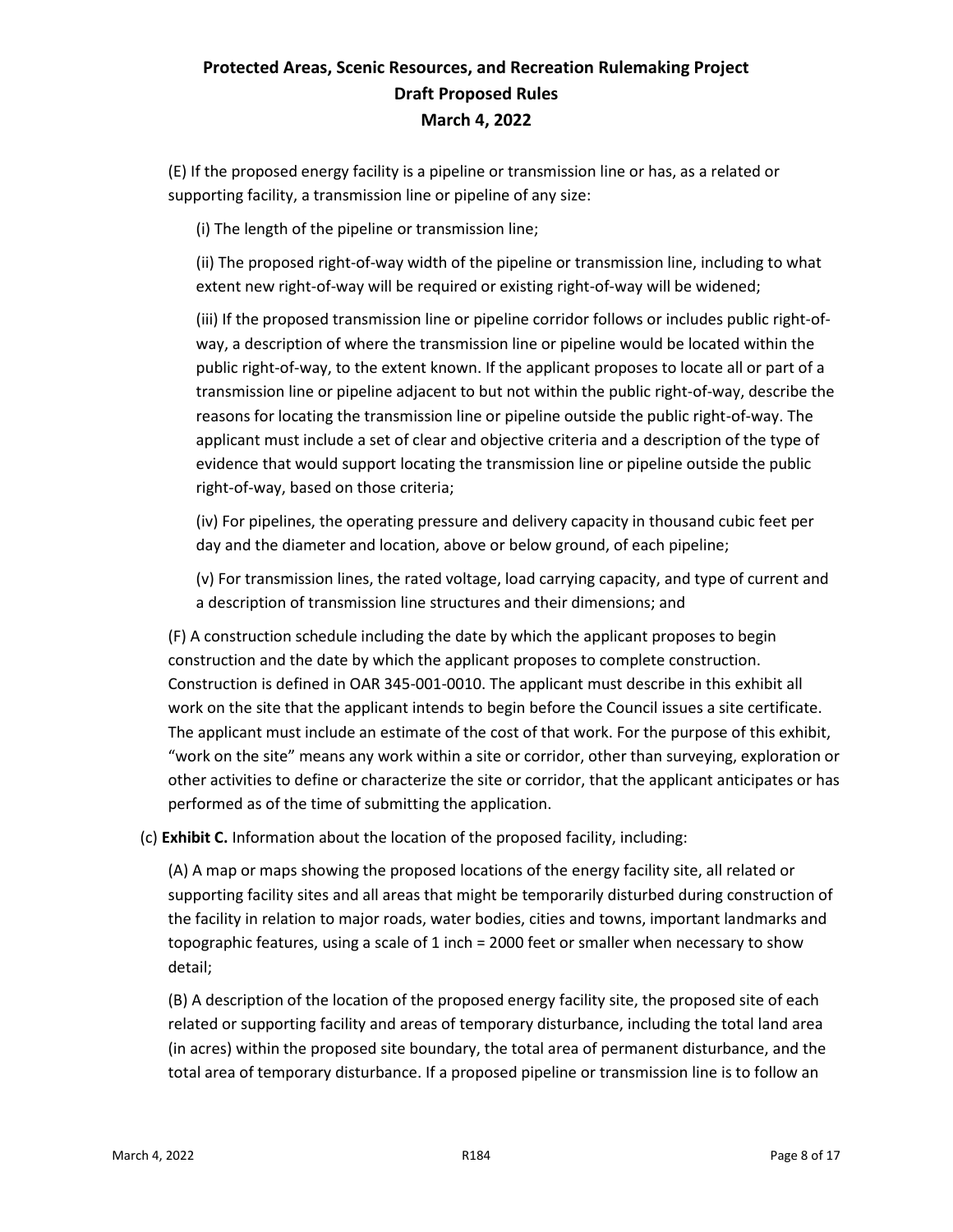(E) If the proposed energy facility is a pipeline or transmission line or has, as a related or supporting facility, a transmission line or pipeline of any size:

(i) The length of the pipeline or transmission line;

(ii) The proposed right-of-way width of the pipeline or transmission line, including to what extent new right-of-way will be required or existing right-of-way will be widened;

(iii) If the proposed transmission line or pipeline corridor follows or includes public right-of-way, a description of where the transmission line or pipeline would be located within the public right-of-way, to the extent known. If the applicant proposes to locate all or part of a transmission line or pipeline adjacent to but not within the public right-of-way, describe the reasons for locating the transmission line or pipeline outside the public right-of-way. The applicant must include a set of clear and objective criteria and a description of the type of evidence that would support locating the transmission line or pipeline outside the public right-of-way, based on those criteria;

(iv) For pipelines, the operating pressure and delivery capacity in thousand cubic feet per day and the diameter and location, above or below ground, of each pipeline;

(v) For transmission lines, the rated voltage, load carrying capacity, and type of current and a description of transmission line structures and their dimensions; and

(F) A construction schedule including the date by which the applicant proposes to begin construction and the date by which the applicant proposes to complete construction. Construction is defined in OAR 345-001-0010. The applicant must describe in this exhibit all work on the site that the applicant intends to begin before the Council issues a site certificate. The applicant must include an estimate of the cost of that work. For the purpose of this exhibit, "work on the site" means any work within a site or corridor, other than surveying, exploration or other activities to define or characterize the site or corridor, that the applicant anticipates or has performed as of the time of submitting the application.

(c) **Exhibit C.** Information about the location of the proposed facility, including:

(A) A map or maps showing the proposed locations of the energy facility site, all related or supporting facility sites and all areas that might be temporarily disturbed during construction of the facility in relation to major roads, water bodies, cities and towns, important landmarks and topographic features, using a scale of 1 inch = 2000 feet or smaller when necessary to show detail;

(B) A description of the location of the proposed energy facility site, the proposed site of each related or supporting facility and areas of temporary disturbance, including the total land area (in acres) within the proposed site boundary, the total area of permanent disturbance, and the total area of temporary disturbance. If a proposed pipeline or transmission line is to follow an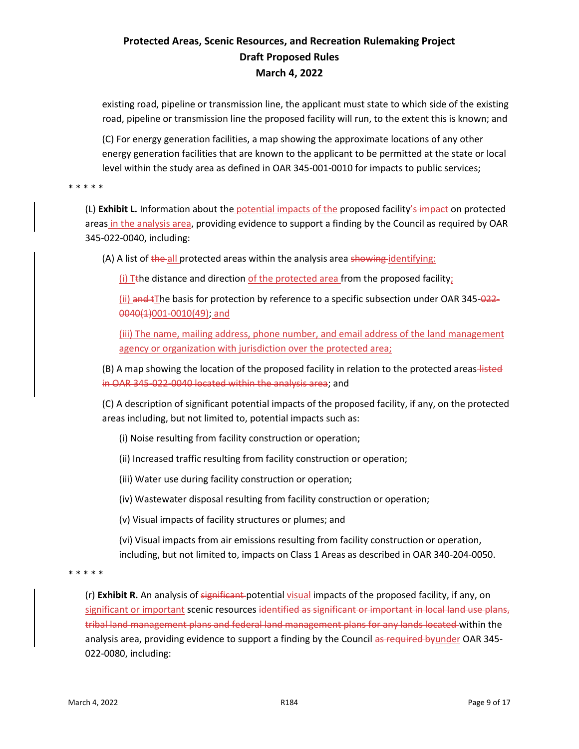existing road, pipeline or transmission line, the applicant must state to which side of the existing road, pipeline or transmission line the proposed facility will run, to the extent this is known; and

(C) For energy generation facilities, a map showing the approximate locations of any other energy generation facilities that are known to the applicant to be permitted at the state or local level within the study area as defined in OAR 345-001-0010 for impacts to public services;

\* \* \* \* \*

(L) **Exhibit L.** Information about the potential impacts of the proposed facility~~'s impact~~ on protected areas in the analysis area, providing evidence to support a finding by the Council as required by OAR 345-022-0040, including:

(A) A list of ~~the~~ all protected areas within the analysis area ~~showing~~ identifying:

(i) T~~t~~he distance and direction of the protected area from the proposed facility;

(ii) ~~and t~~The basis for protection by reference to a specific subsection under OAR 345-~~022-0040(1)~~001-0010(49); and

(iii) The name, mailing address, phone number, and email address of the land management agency or organization with jurisdiction over the protected area;

(B) A map showing the location of the proposed facility in relation to the protected areas ~~listed in OAR 345-022-0040 located within the analysis area~~; and

(C) A description of significant potential impacts of the proposed facility, if any, on the protected areas including, but not limited to, potential impacts such as:

(i) Noise resulting from facility construction or operation;

(ii) Increased traffic resulting from facility construction or operation;

(iii) Water use during facility construction or operation;

(iv) Wastewater disposal resulting from facility construction or operation;

(v) Visual impacts of facility structures or plumes; and

(vi) Visual impacts from air emissions resulting from facility construction or operation, including, but not limited to, impacts on Class 1 Areas as described in OAR 340-204-0050.

\* \* \* \* \*

(r) **Exhibit R.** An analysis of ~~significant~~ potential visual impacts of the proposed facility, if any, on significant or important scenic resources ~~identified as significant or important in local land use plans, tribal land management plans and federal land management plans for any lands located~~ within the analysis area, providing evidence to support a finding by the Council ~~as required by~~under OAR 345-022-0080, including: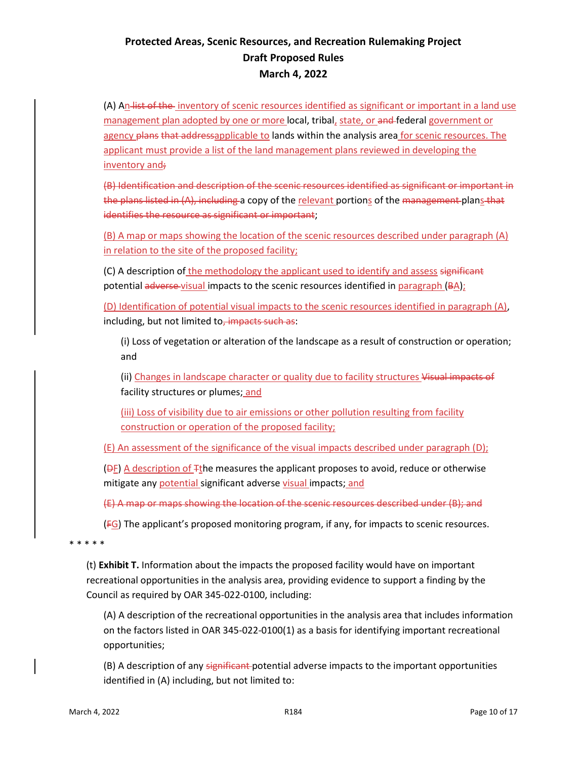**Protected Areas, Scenic Resources, and Recreation Rulemaking Project**
**Draft Proposed Rules**
**March 4, 2022**

(A) An ~~list of the~~ inventory of scenic resources identified as significant or important in a land use management plan adopted by one or more local, tribal, state, or ~~and~~ federal government or agency ~~plans~~ ~~that address~~applicable to lands within the analysis area for scenic resources. The applicant must provide a list of the land management plans reviewed in developing the inventory and~~;~~

~~(B) Identification and description of the scenic resources identified as significant or important in the plans listed in (A), including~~ a copy of the relevant portions of the ~~management~~ plans ~~that identifies the resource as significant or important~~;

(B) A map or maps showing the location of the scenic resources described under paragraph (A) in relation to the site of the proposed facility;

(C) A description of the methodology the applicant used to identify and assess ~~significant~~ potential ~~adverse~~ visual impacts to the scenic resources identified in paragraph (~~B~~A);

(D) Identification of potential visual impacts to the scenic resources identified in paragraph (A), including, but not limited to~~, impacts such as~~:

(i) Loss of vegetation or alteration of the landscape as a result of construction or operation; and

(ii) Changes in landscape character or quality due to facility structures ~~Visual impacts of~~ facility structures or plumes; and

(iii) Loss of visibility due to air emissions or other pollution resulting from facility construction or operation of the proposed facility;

(E) An assessment of the significance of the visual impacts described under paragraph (D);

(~~D~~F) A description of ~~T~~the measures the applicant proposes to avoid, reduce or otherwise mitigate any potential significant adverse visual impacts; and

~~(E) A map or maps showing the location of the scenic resources described under (B); and~~

(~~F~~G) The applicant's proposed monitoring program, if any, for impacts to scenic resources.

* * * * *

(t) **Exhibit T.** Information about the impacts the proposed facility would have on important recreational opportunities in the analysis area, providing evidence to support a finding by the Council as required by OAR 345-022-0100, including:

(A) A description of the recreational opportunities in the analysis area that includes information on the factors listed in OAR 345-022-0100(1) as a basis for identifying important recreational opportunities;

(B) A description of any ~~significant~~ potential adverse impacts to the important opportunities identified in (A) including, but not limited to: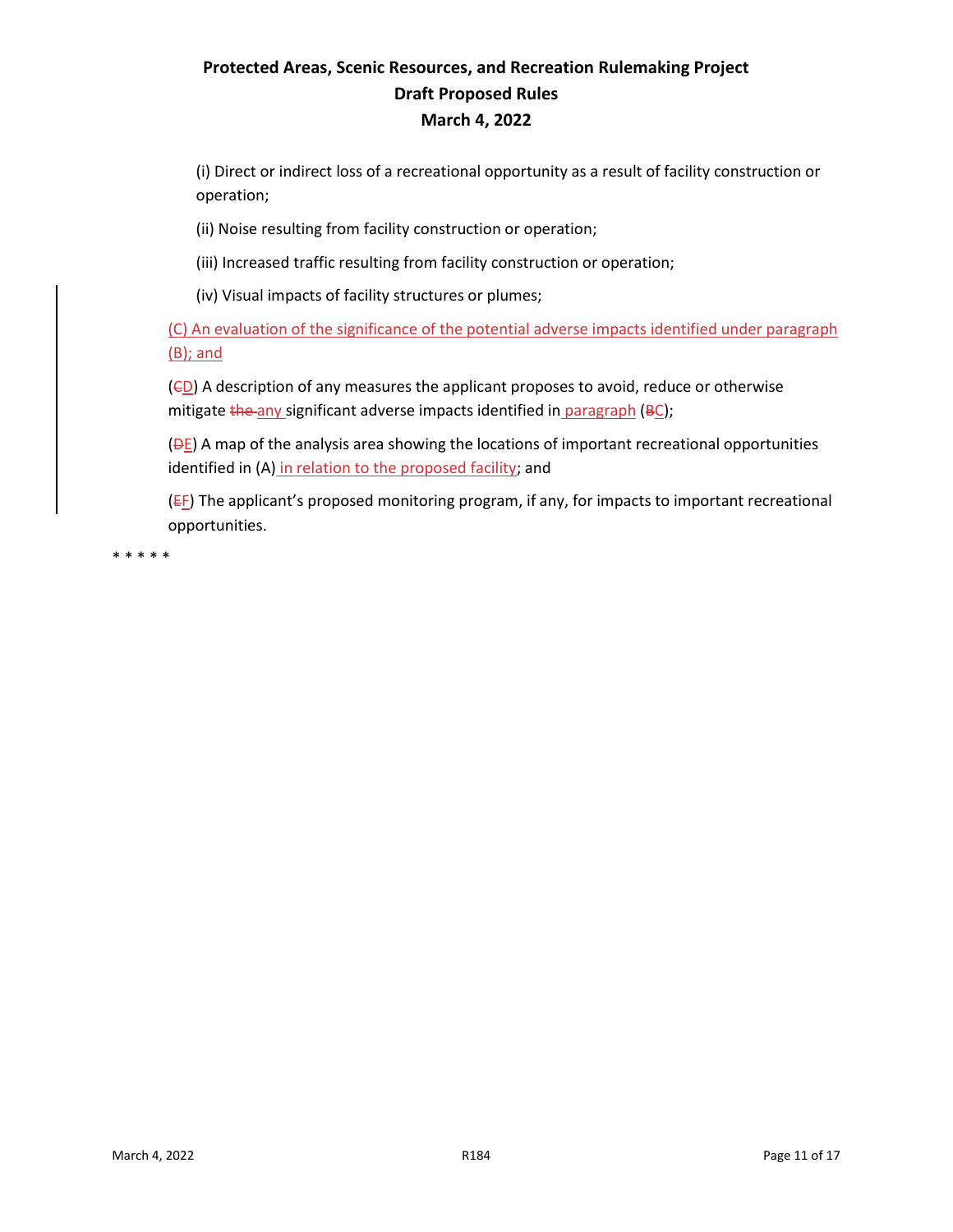(i) Direct or indirect loss of a recreational opportunity as a result of facility construction or operation;

(ii) Noise resulting from facility construction or operation;

(iii) Increased traffic resulting from facility construction or operation;

(iv) Visual impacts of facility structures or plumes;

<u>(C) An evaluation of the significance of the potential adverse impacts identified under paragraph (B); and</u>

(~~C~~<u>D</u>) A description of any measures the applicant proposes to avoid, reduce or otherwise mitigate ~~the~~ <u>any</u> significant adverse impacts identified in <u>paragraph</u> (~~B~~<u>C</u>);

(~~D~~<u>E</u>) A map of the analysis area showing the locations of important recreational opportunities identified in (A) <u>in relation to the proposed facility</u>; and

(~~E~~<u>F</u>) The applicant's proposed monitoring program, if any, for impacts to important recreational opportunities.

* * * * *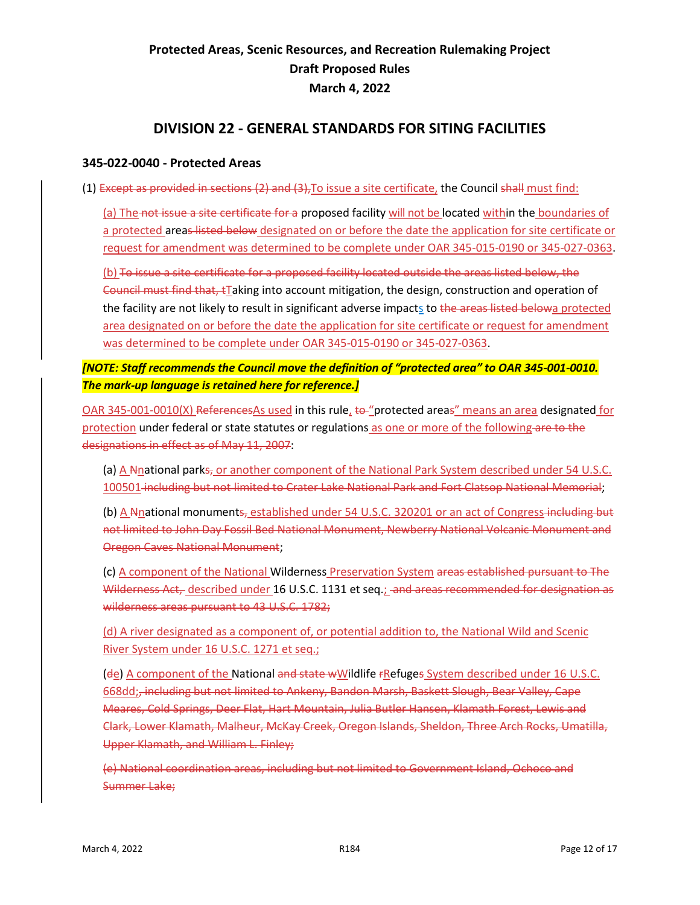# Protected Areas, Scenic Resources, and Recreation Rulemaking Project
## Draft Proposed Rules
## March 4, 2022

## DIVISION 22 - GENERAL STANDARDS FOR SITING FACILITIES

### 345-022-0040 - Protected Areas

(1) ~~Except as provided in sections (2) and (3),~~To issue a site certificate, the Council ~~shall~~ must find:

(a) The ~~not issue a site certificate for a~~ proposed facility will not be located withiin the boundaries of a protected area~~s listed below~~ designated on or before the date the application for site certificate or request for amendment was determined to be complete under OAR 345-015-0190 or 345-027-0363.

(b) ~~To issue a site certificate for a proposed facility located outside the areas listed below, the Council must find that, t~~Taking into account mitigation, the design, construction and operation of the facility are not likely to result in significant adverse impacts to ~~the areas listed below~~a protected area designated on or before the date the application for site certificate or request for amendment was determined to be complete under OAR 345-015-0190 or 345-027-0363.

***[NOTE: Staff recommends the Council move the definition of "protected area" to OAR 345-001-0010. The mark-up language is retained here for reference.]***

OAR 345-001-0010(X) ~~References~~As used in this rule, ~~to~~ "protected area~~s~~" means an area designated for protection under federal or state statutes or regulations as one or more of the following ~~are to the designations in effect as of May 11, 2007~~:

(a) A ~~N~~national park~~s~~, or another component of the National Park System described under 54 U.S.C. 100501 ~~including but not limited to Crater Lake National Park and Fort Clatsop National Memorial~~;

(b) A ~~N~~national monument~~s~~, established under 54 U.S.C. 320201 or an act of Congress ~~including but not limited to John Day Fossil Bed National Monument, Newberry National Volcanic Monument and Oregon Caves National Monument~~;

(c) A component of the National Wilderness Preservation System ~~areas established pursuant to The Wilderness Act,~~ described under 16 U.S.C. 1131 et seq.; ~~and areas recommended for designation as wilderness areas pursuant to 43 U.S.C. 1782;~~

(d) A river designated as a component of, or potential addition to, the National Wild and Scenic River System under 16 U.S.C. 1271 et seq.;

(~~d~~e) A component of the National ~~and state w~~Wildlife ~~r~~Refuge~~s~~ System described under 16 U.S.C. 668dd;~~, including but not limited to Ankeny, Bandon Marsh, Baskett Slough, Bear Valley, Cape Meares, Cold Springs, Deer Flat, Hart Mountain, Julia Butler Hansen, Klamath Forest, Lewis and Clark, Lower Klamath, Malheur, McKay Creek, Oregon Islands, Sheldon, Three Arch Rocks, Umatilla, Upper Klamath, and William L. Finley;~~

~~(e) National coordination areas, including but not limited to Government Island, Ochoco and Summer Lake;~~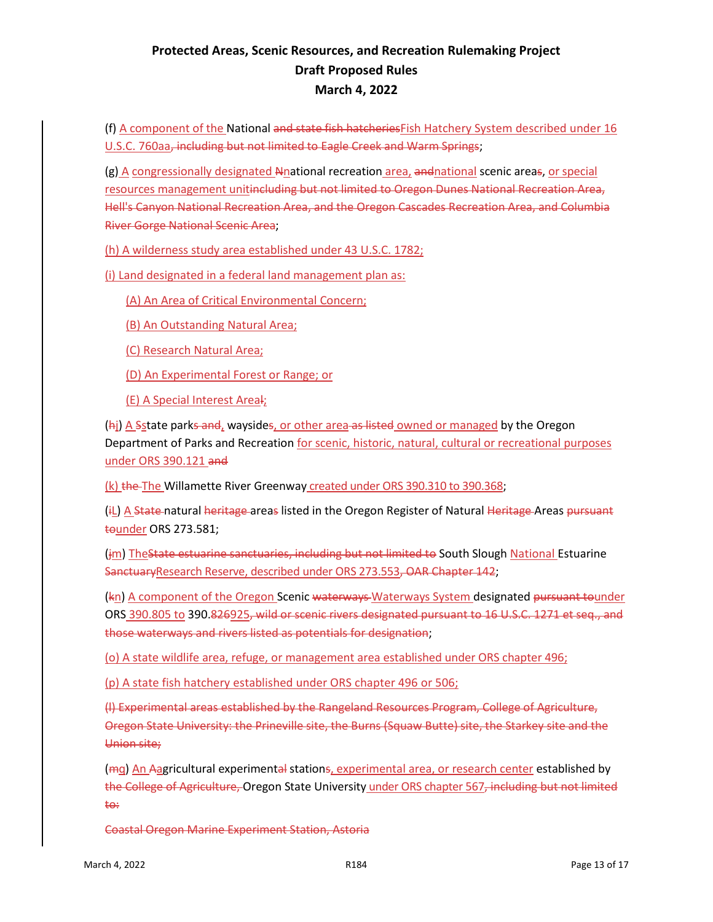(f) A component of the National ~~and state fish hatcheries~~Fish Hatchery System described under 16 U.S.C. 760aa~~, including but not limited to Eagle Creek and Warm Springs~~;

(g) A congressionally designated ~~N~~national recreation area, ~~and~~national scenic area~~s~~, or special resources management unit~~including but not limited to Oregon Dunes National Recreation Area, Hell's Canyon National Recreation Area, and the Oregon Cascades Recreation Area, and Columbia River Gorge National Scenic Area~~;

(h) A wilderness study area established under 43 U.S.C. 1782;

(i) Land designated in a federal land management plan as:

> (A) An Area of Critical Environmental Concern;
>
> (B) An Outstanding Natural Area;
>
> (C) Research Natural Area;
>
> (D) An Experimental Forest or Range; or
>
> (E) A Special Interest Area~~.~~;

(~~h~~j) A ~~S~~state park~~s and~~, wayside~~s~~, or other area ~~as listed~~ owned or managed by the Oregon Department of Parks and Recreation for scenic, historic, natural, cultural or recreational purposes under ORS 390.121 ~~and~~

(k) ~~the~~ The Willamette River Greenway created under ORS 390.310 to 390.368;

(~~i~~L) A ~~State~~ natural ~~heritage~~ area~~s~~ listed in the Oregon Register of Natural ~~Heritage~~ Areas ~~pursuant to~~under ORS 273.581;

(~~j~~m) The~~State estuarine sanctuaries, including but not limited to~~ South Slough National Estuarine ~~Sanctuary~~Research Reserve, described under ORS 273.553~~, OAR Chapter 142~~;

(~~k~~n) A component of the Oregon Scenic ~~waterways~~ Waterways System designated ~~pursuant to~~under ORS 390.805 to 390.~~826~~925~~, wild or scenic rivers designated pursuant to 16 U.S.C. 1271 et seq., and those waterways and rivers listed as potentials for designation~~;

(o) A state wildlife area, refuge, or management area established under ORS chapter 496;

(p) A state fish hatchery established under ORS chapter 496 or 506;

~~(l) Experimental areas established by the Rangeland Resources Program, College of Agriculture, Oregon State University: the Prineville site, the Burns (Squaw Butte) site, the Starkey site and the Union site;~~

(~~m~~q) An ~~A~~agricultural experiment~~al~~ station~~s~~, experimental area, or research center established by ~~the College of Agriculture,~~ Oregon State University under ORS chapter 567~~, including but not limited to:~~

~~Coastal Oregon Marine Experiment Station, Astoria~~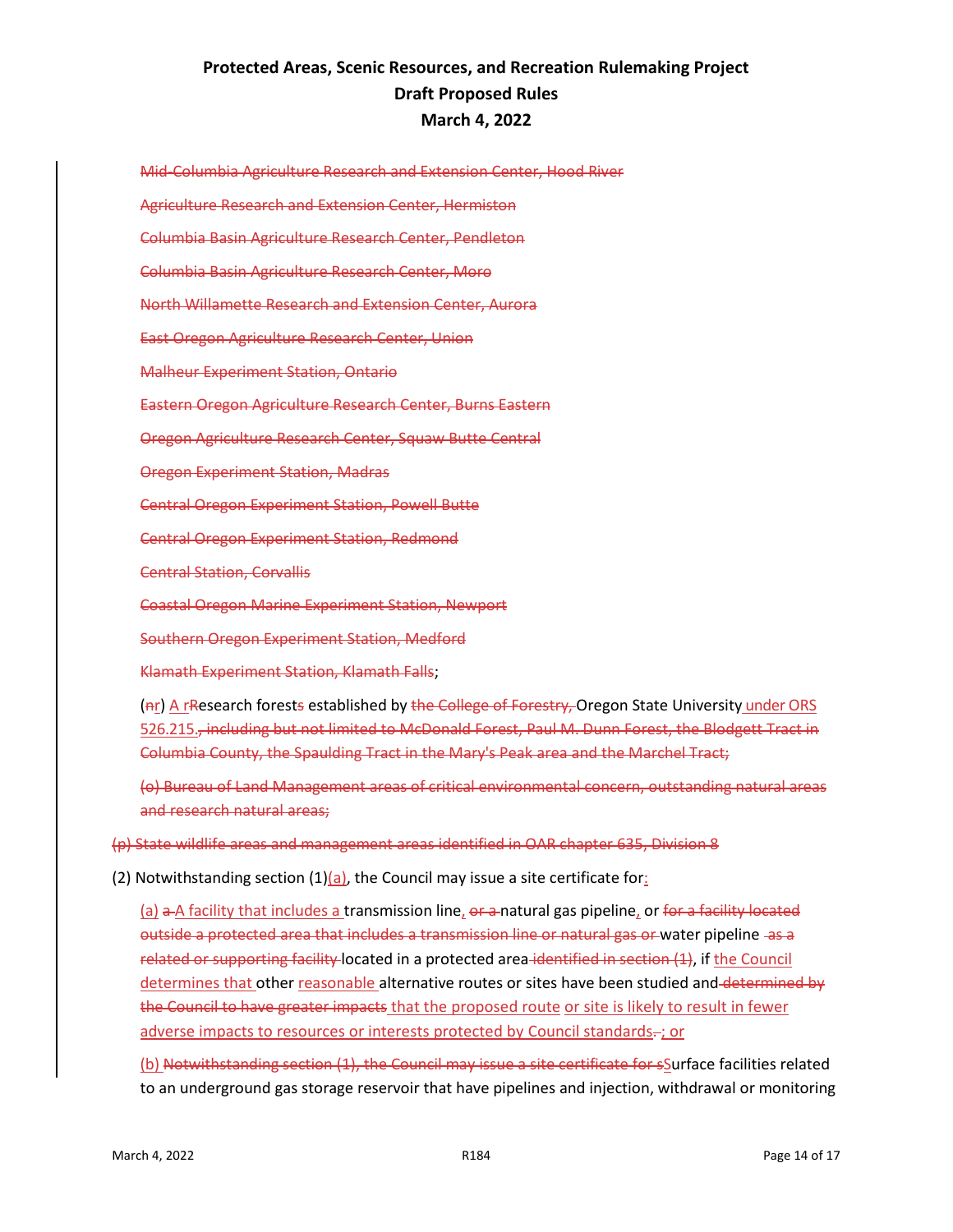~~Mid-Columbia Agriculture Research and Extension Center, Hood River~~

~~Agriculture Research and Extension Center, Hermiston~~

~~Columbia Basin Agriculture Research Center, Pendleton~~

~~Columbia Basin Agriculture Research Center, Moro~~

~~North Willamette Research and Extension Center, Aurora~~

~~East Oregon Agriculture Research Center, Union~~

~~Malheur Experiment Station, Ontario~~

~~Eastern Oregon Agriculture Research Center, Burns Eastern~~

~~Oregon Agriculture Research Center, Squaw Butte Central~~

~~Oregon Experiment Station, Madras~~

~~Central Oregon Experiment Station, Powell Butte~~

~~Central Oregon Experiment Station, Redmond~~

~~Central Station, Corvallis~~

~~Coastal Oregon Marine Experiment Station, Newport~~

~~Southern Oregon Experiment Station, Medford~~

~~Klamath Experiment Station, Klamath Falls~~;

(~~n~~r) A ~~R~~research forest~~s~~ established by ~~the College of Forestry,~~ Oregon State University under ORS 526.215.~~, including but not limited to McDonald Forest, Paul M. Dunn Forest, the Blodgett Tract in Columbia County, the Spaulding Tract in the Mary's Peak area and the Marchel Tract;~~

~~(o) Bureau of Land Management areas of critical environmental concern, outstanding natural areas and research natural areas;~~

~~(p) State wildlife areas and management areas identified in OAR chapter 635, Division 8~~

(2) Notwithstanding section (1)(a), the Council may issue a site certificate for:

(a) ~~a~~ A facility that includes a transmission line, ~~or a~~ natural gas pipeline, or ~~for a facility located outside a protected area that includes a transmission line or natural gas or~~ water pipeline ~~as a related or supporting facility~~ located in a protected area ~~identified in section (1)~~, if the Council determines that other reasonable alternative routes or sites have been studied and ~~determined by the Council to have greater impacts~~ that the proposed route or site is likely to result in fewer adverse impacts to resources or interests protected by Council standards~~.~~; or

(b) ~~Notwithstanding section (1), the Council may issue a site certificate for s~~Surface facilities related to an underground gas storage reservoir that have pipelines and injection, withdrawal or monitoring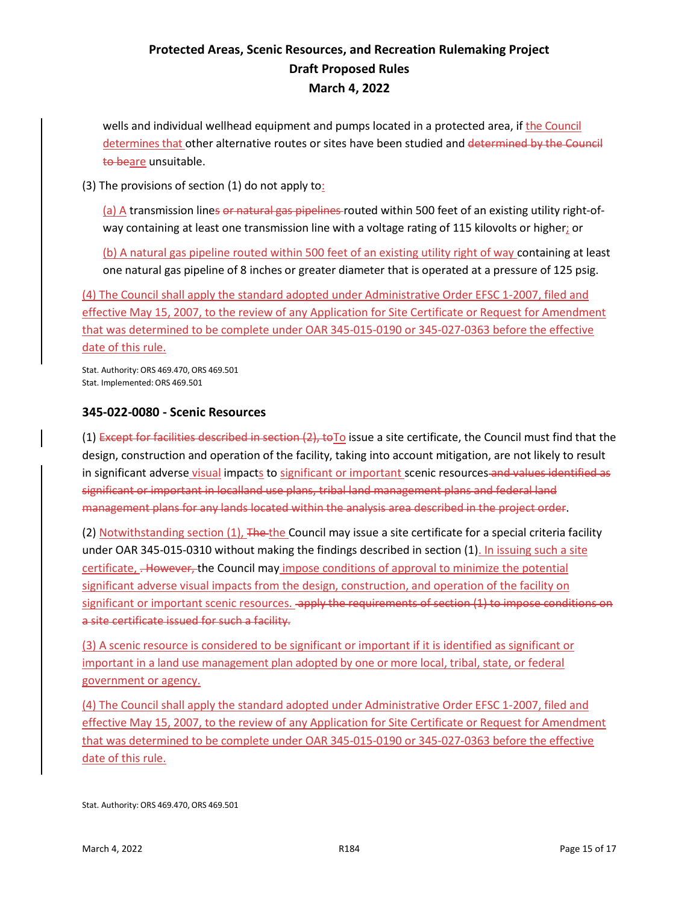wells and individual wellhead equipment and pumps located in a protected area, if the Council determines that other alternative routes or sites have been studied and ~~determined by the Council to be~~are unsuitable.

(3) The provisions of section (1) do not apply to:

(a) A transmission line~~s or natural gas pipelines~~ routed within 500 feet of an existing utility right-of-way containing at least one transmission line with a voltage rating of 115 kilovolts or higher; or

(b) A natural gas pipeline routed within 500 feet of an existing utility right of way containing at least one natural gas pipeline of 8 inches or greater diameter that is operated at a pressure of 125 psig.

(4) The Council shall apply the standard adopted under Administrative Order EFSC 1-2007, filed and effective May 15, 2007, to the review of any Application for Site Certificate or Request for Amendment that was determined to be complete under OAR 345-015-0190 or 345-027-0363 before the effective date of this rule.

Stat. Authority: ORS 469.470, ORS 469.501
Stat. Implemented: ORS 469.501

### 345-022-0080 - Scenic Resources

(1) ~~Except for facilities described in section (2), to~~To issue a site certificate, the Council must find that the design, construction and operation of the facility, taking into account mitigation, are not likely to result in significant adverse visual impacts to significant or important scenic resources~~ and values identified as significant or important in localland use plans, tribal land management plans and federal land management plans for any lands located within the analysis area described in the project order~~.

(2) Notwithstanding section (1), ~~The~~ the Council may issue a site certificate for a special criteria facility under OAR 345-015-0310 without making the findings described in section (1). In issuing such a site certificate, ~~. However,~~ the Council may impose conditions of approval to minimize the potential significant adverse visual impacts from the design, construction, and operation of the facility on significant or important scenic resources. ~~apply the requirements of section (1) to impose conditions on a site certificate issued for such a facility.~~

(3) A scenic resource is considered to be significant or important if it is identified as significant or important in a land use management plan adopted by one or more local, tribal, state, or federal government or agency.

(4) The Council shall apply the standard adopted under Administrative Order EFSC 1-2007, filed and effective May 15, 2007, to the review of any Application for Site Certificate or Request for Amendment that was determined to be complete under OAR 345-015-0190 or 345-027-0363 before the effective date of this rule.

Stat. Authority: ORS 469.470, ORS 469.501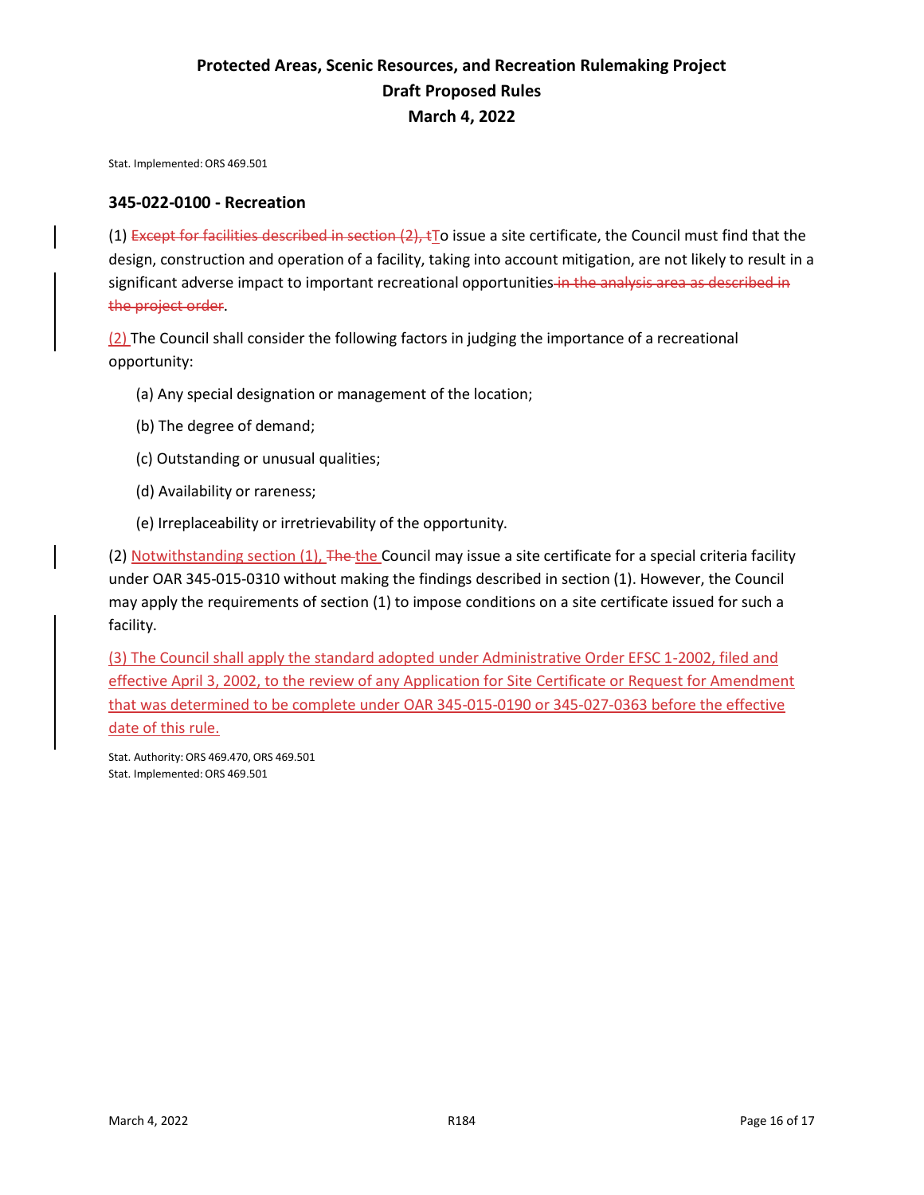**Protected Areas, Scenic Resources, and Recreation Rulemaking Project**
**Draft Proposed Rules**
**March 4, 2022**

Stat. Implemented: ORS 469.501

### 345-022-0100 - Recreation

(1) ~~Except for facilities described in section (2), t~~To issue a site certificate, the Council must find that the design, construction and operation of a facility, taking into account mitigation, are not likely to result in a significant adverse impact to important recreational opportunities~~ in the analysis area as described in the project order~~.

(2) The Council shall consider the following factors in judging the importance of a recreational opportunity:

(a) Any special designation or management of the location;

(b) The degree of demand;

(c) Outstanding or unusual qualities;

(d) Availability or rareness;

(e) Irreplaceability or irretrievability of the opportunity.

(2) Notwithstanding section (1), ~~The~~ the Council may issue a site certificate for a special criteria facility under OAR 345-015-0310 without making the findings described in section (1). However, the Council may apply the requirements of section (1) to impose conditions on a site certificate issued for such a facility.

(3) The Council shall apply the standard adopted under Administrative Order EFSC 1-2002, filed and effective April 3, 2002, to the review of any Application for Site Certificate or Request for Amendment that was determined to be complete under OAR 345-015-0190 or 345-027-0363 before the effective date of this rule.

Stat. Authority: ORS 469.470, ORS 469.501
Stat. Implemented: ORS 469.501

R184